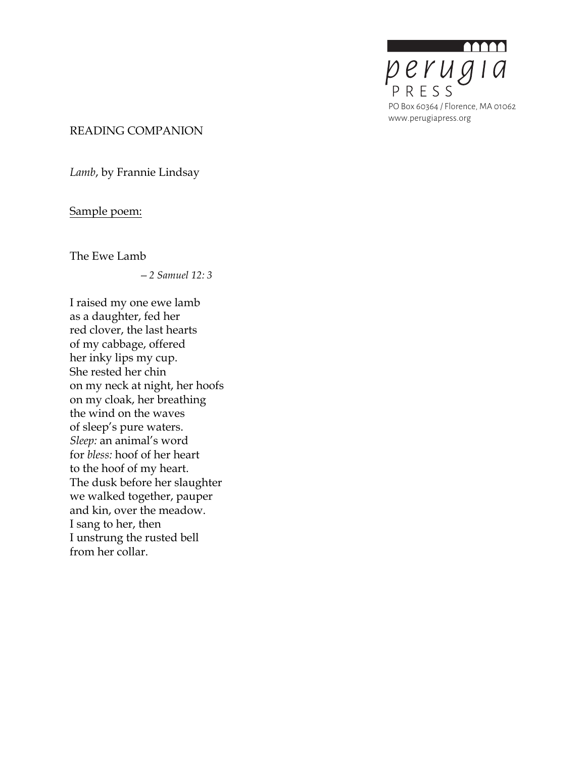perugia PRESS

PO Box 60364 / Florence, MA 01062
www.perugiapress.org

READING COMPANION

*Lamb*, by Frannie Lindsay

Sample poem:

The Ewe Lamb

*—2 Samuel 12: 3*

I raised my one ewe lamb
as a daughter, fed her
red clover, the last hearts
of my cabbage, offered
her inky lips my cup.
She rested her chin
on my neck at night, her hoofs
on my cloak, her breathing
the wind on the waves
of sleep's pure waters.
*Sleep:* an animal's word
for *bless:* hoof of her heart
to the hoof of my heart.
The dusk before her slaughter
we walked together, pauper
and kin, over the meadow.
I sang to her, then
I unstrung the rusted bell
from her collar.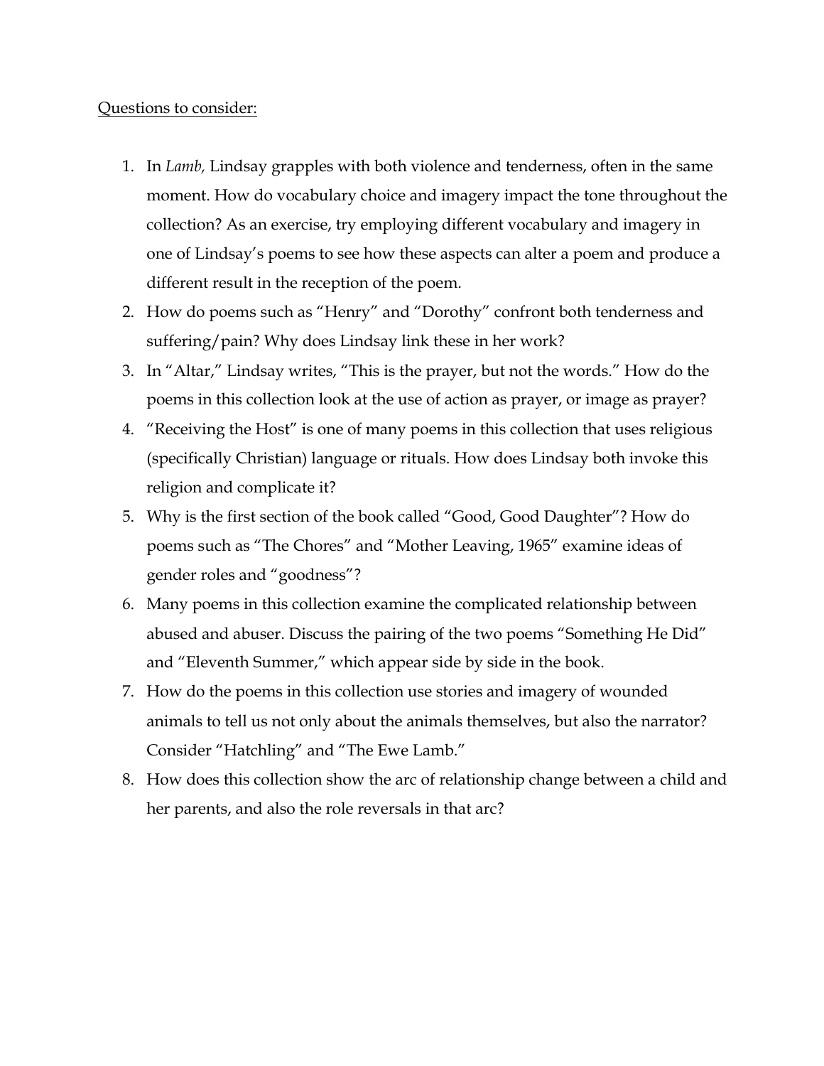Questions to consider:

1. In *Lamb,* Lindsay grapples with both violence and tenderness, often in the same moment. How do vocabulary choice and imagery impact the tone throughout the collection? As an exercise, try employing different vocabulary and imagery in one of Lindsay's poems to see how these aspects can alter a poem and produce a different result in the reception of the poem.
2. How do poems such as "Henry" and "Dorothy" confront both tenderness and suffering/pain? Why does Lindsay link these in her work?
3. In "Altar," Lindsay writes, "This is the prayer, but not the words." How do the poems in this collection look at the use of action as prayer, or image as prayer?
4. "Receiving the Host" is one of many poems in this collection that uses religious (specifically Christian) language or rituals. How does Lindsay both invoke this religion and complicate it?
5. Why is the first section of the book called "Good, Good Daughter"? How do poems such as "The Chores" and "Mother Leaving, 1965" examine ideas of gender roles and "goodness"?
6. Many poems in this collection examine the complicated relationship between abused and abuser. Discuss the pairing of the two poems "Something He Did" and "Eleventh Summer," which appear side by side in the book.
7. How do the poems in this collection use stories and imagery of wounded animals to tell us not only about the animals themselves, but also the narrator? Consider "Hatchling" and "The Ewe Lamb."
8. How does this collection show the arc of relationship change between a child and her parents, and also the role reversals in that arc?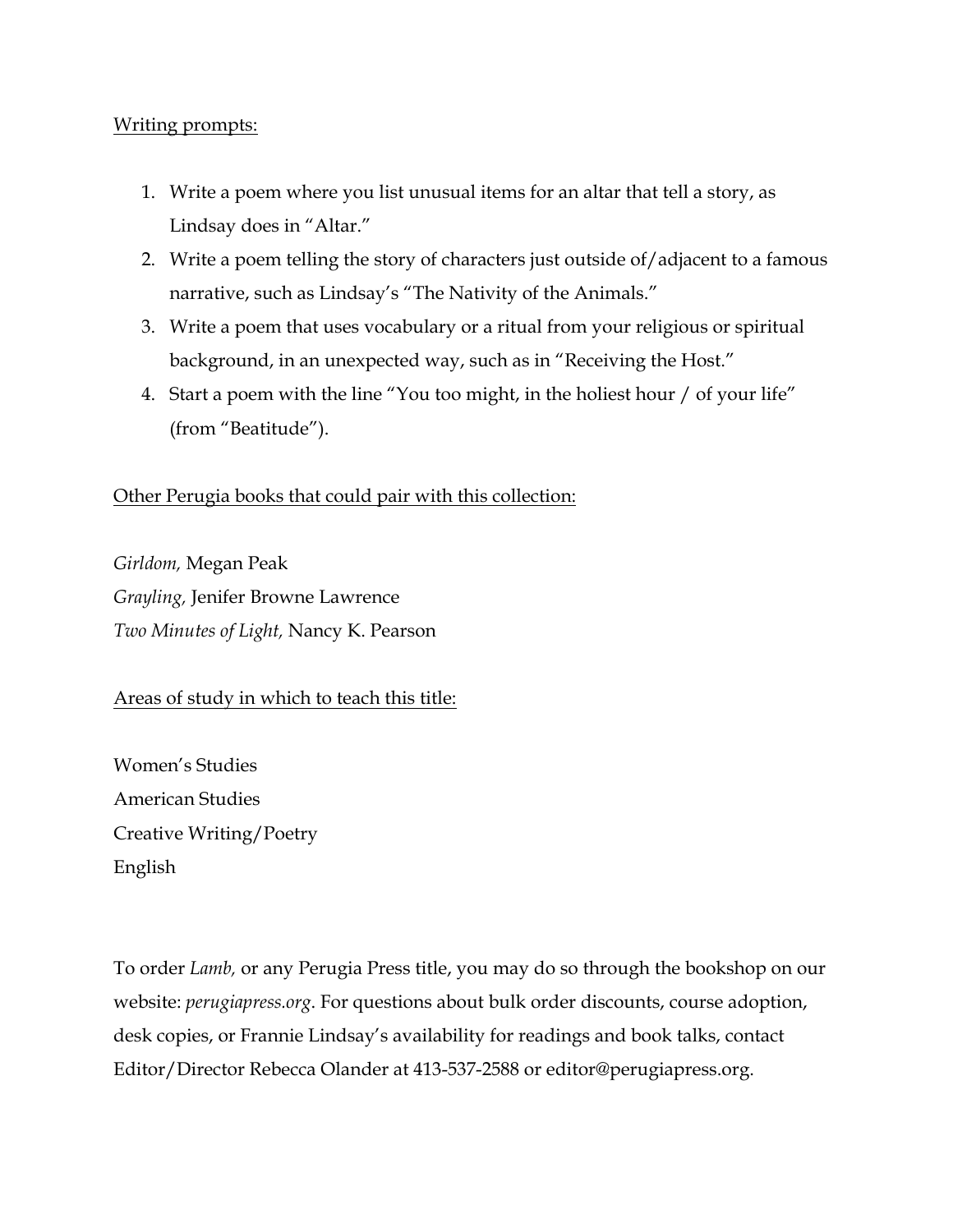Writing prompts:

1. Write a poem where you list unusual items for an altar that tell a story, as Lindsay does in "Altar."
2. Write a poem telling the story of characters just outside of/adjacent to a famous narrative, such as Lindsay's "The Nativity of the Animals."
3. Write a poem that uses vocabulary or a ritual from your religious or spiritual background, in an unexpected way, such as in "Receiving the Host."
4. Start a poem with the line "You too might, in the holiest hour / of your life" (from "Beatitude").

Other Perugia books that could pair with this collection:

*Girldom,* Megan Peak
*Grayling,* Jenifer Browne Lawrence
*Two Minutes of Light,* Nancy K. Pearson

Areas of study in which to teach this title:

Women's Studies
American Studies
Creative Writing/Poetry
English

To order *Lamb,* or any Perugia Press title, you may do so through the bookshop on our website: *perugiapress.org*. For questions about bulk order discounts, course adoption, desk copies, or Frannie Lindsay's availability for readings and book talks, contact Editor/Director Rebecca Olander at 413-537-2588 or editor@perugiapress.org.